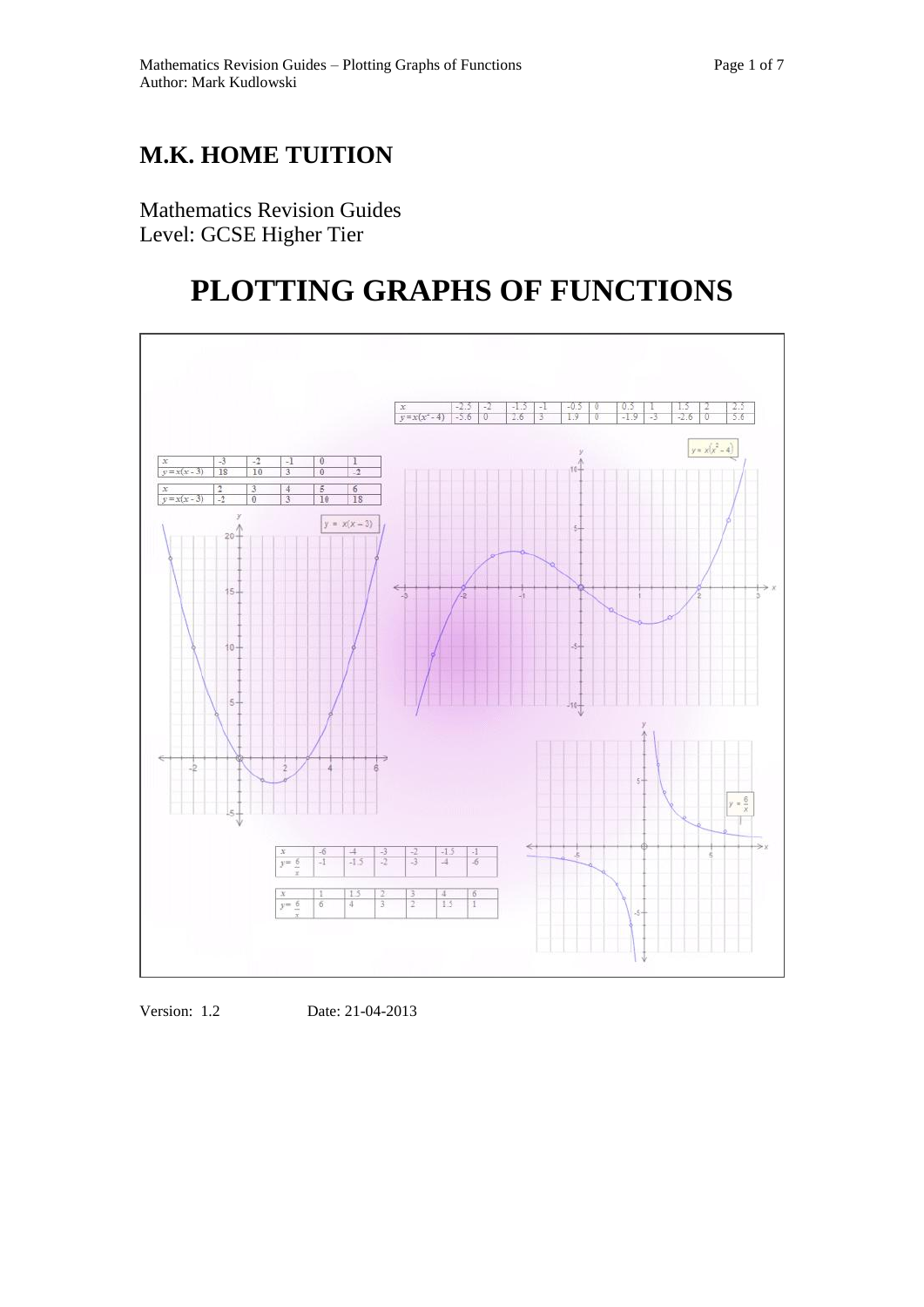# M.K. HOME TUITION

Mathematics Revision Guides
Level: GCSE Higher Tier

# PLOTTING GRAPHS OF FUNCTIONS

| $x$ | -2.5 | -2 | -1.5 | -1 | -0.5 | 0 | 0.5 | 1 | 1.5 | 2 | 2.5 |
|---|---|---|---|---|---|---|---|---|---|---|---|
| $y = x(x^2 - 4)$ | -5.6 | 0 | 2.6 | 3 | 1.9 | 0 | -1.9 | -3 | -2.6 | 0 | 5.6 |

| $x$ | -3 | -2 | -1 | 0 | 1 |
|---|---|---|---|---|---|
| $y = x(x - 3)$ | 18 | 10 | 3 | 0 | -2 |

| $x$ | 2 | 3 | 4 | 5 | 6 |
|---|---|---|---|---|---|
| $y = x(x - 3)$ | -2 | 0 | 3 | 10 | 18 |

$y = x(x - 3)$

$y = x(x^2 - 4)$

$y = \frac{6}{x}$

| $x$ | -6 | -4 | -3 | -2 | -1.5 | -1 |
|---|---|---|---|---|---|---|
| $y = \frac{6}{x}$ | -1 | -1.5 | -2 | -3 | -4 | -6 |

| $x$ | 1 | 1.5 | 2 | 3 | 4 | 6 |
|---|---|---|---|---|---|---|
| $y = \frac{6}{x}$ | 6 | 4 | 3 | 2 | 1.5 | 1 |

Version: 1.2 Date: 21-04-2013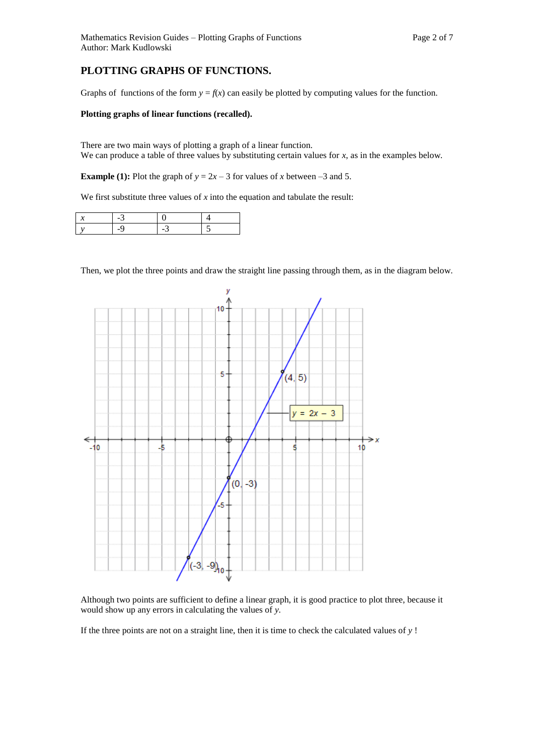# PLOTTING GRAPHS OF FUNCTIONS.

Graphs of functions of the form $y = f(x)$ can easily be plotted by computing values for the function.

**Plotting graphs of linear functions (recalled).**

There are two main ways of plotting a graph of a linear function.
We can produce a table of three values by substituting certain values for $x$, as in the examples below.

**Example (1):** Plot the graph of $y = 2x - 3$ for values of $x$ between $-3$ and 5.

We first substitute three values of $x$ into the equation and tabulate the result:

| | | | |
|---|---|---|---|
| $x$ | -3 | 0 | 4 |
| $y$ | -9 | -3 | 5 |

Then, we plot the three points and draw the straight line passing through them, as in the diagram below.

y
10
5
(4, 5)
$y = 2x - 3$
-10
-5
5
10
x
(0, -3)
-5
(-3, -9)
-10

Although two points are sufficient to define a linear graph, it is good practice to plot three, because it would show up any errors in calculating the values of $y$.

If the three points are not on a straight line, then it is time to check the calculated values of $y$ !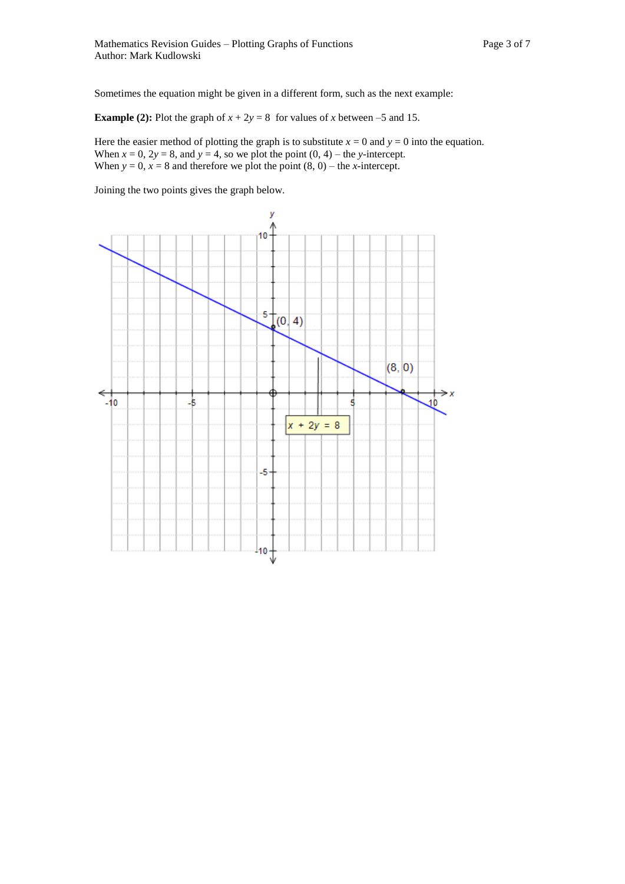Sometimes the equation might be given in a different form, such as the next example:

**Example (2):** Plot the graph of $x + 2y = 8$ for values of $x$ between –5 and 15.

Here the easier method of plotting the graph is to substitute $x = 0$ and $y = 0$ into the equation.
When $x = 0$, $2y = 8$, and $y = 4$, so we plot the point (0, 4) – the $y$-intercept.
When $y = 0$, $x = 8$ and therefore we plot the point (8, 0) – the $x$-intercept.

Joining the two points gives the graph below.

y
10
5
(0, 4)
(8, 0)
-10
-5
5
10
x
$x + 2y = 8$
-5
-10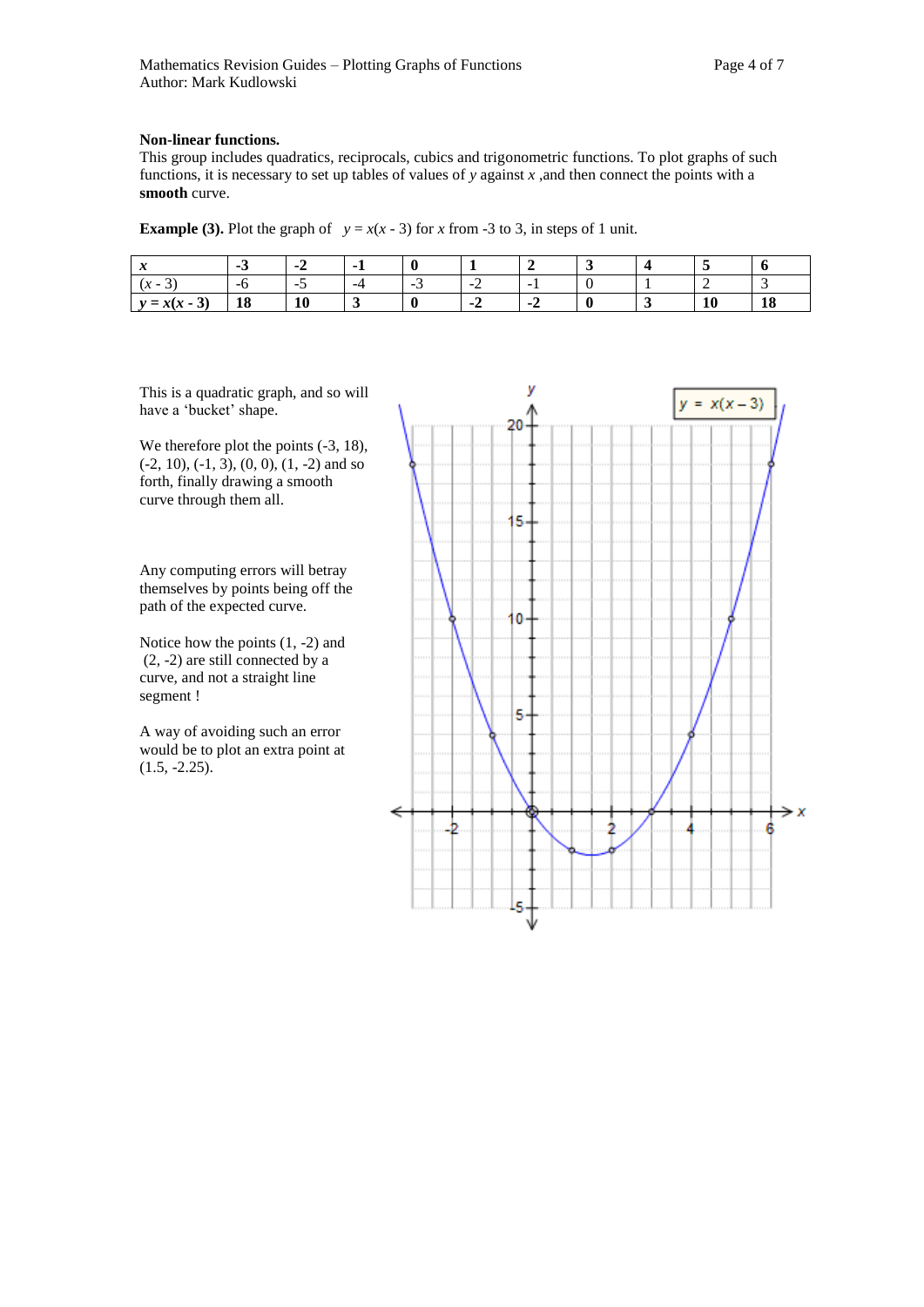**Non-linear functions.**
This group includes quadratics, reciprocals, cubics and trigonometric functions. To plot graphs of such functions, it is necessary to set up tables of values of $y$ against $x$ ,and then connect the points with a **smooth** curve.

**Example (3).** Plot the graph of $y = x(x - 3)$ for $x$ from -3 to 3, in steps of 1 unit.

| $x$ | -3 | -2 | -1 | 0 | 1 | 2 | 3 | 4 | 5 | 6 |
|---|---|---|---|---|---|---|---|---|---|---|
| $(x - 3)$ | -6 | -5 | -4 | -3 | -2 | -1 | 0 | 1 | 2 | 3 |
| $y = x(x - 3)$ | **18** | **10** | **3** | **0** | **-2** | **-2** | **0** | **3** | **10** | **18** |

This is a quadratic graph, and so will have a 'bucket' shape.

We therefore plot the points (-3, 18), (-2, 10), (-1, 3), (0, 0), (1, -2) and so forth, finally drawing a smooth curve through them all.

Any computing errors will betray themselves by points being off the path of the expected curve.

Notice how the points (1, -2) and (2, -2) are still connected by a curve, and not a straight line segment !

A way of avoiding such an error would be to plot an extra point at (1.5, -2.25).

$y = x(x - 3)$

y

x

20

15

10

5

-5

-2

2

4

6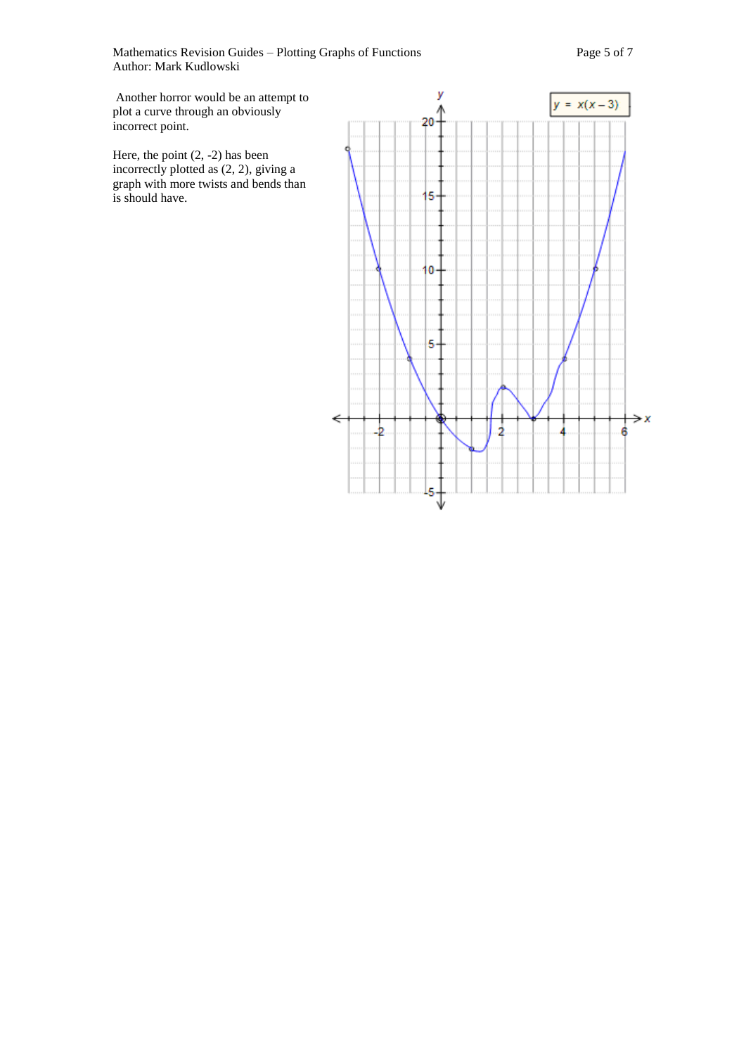Another horror would be an attempt to plot a curve through an obviously incorrect point.

Here, the point (2, -2) has been incorrectly plotted as (2, 2), giving a graph with more twists and bends than is should have.

$y = x(x-3)$

y

x

20

15

10

5

-5

-2

2

4

6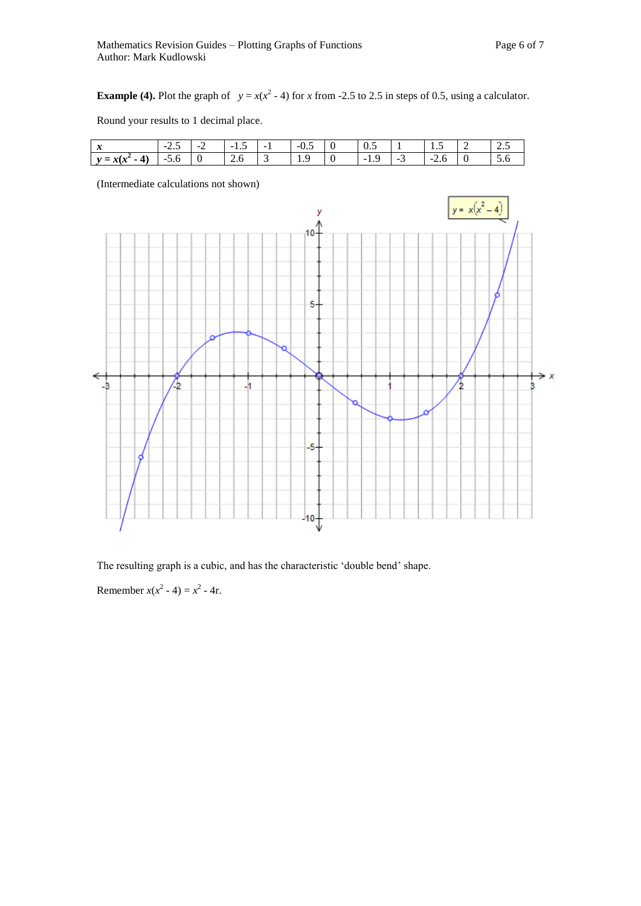**Example (4).** Plot the graph of $y = x(x^2 - 4)$ for $x$ from -2.5 to 2.5 in steps of 0.5, using a calculator.

Round your results to 1 decimal place.

| $x$ | -2.5 | -2 | -1.5 | -1 | -0.5 | 0 | 0.5 | 1 | 1.5 | 2 | 2.5 |
|---|---|---|---|---|---|---|---|---|---|---|---|
| $y = x(x^2 - 4)$ | -5.6 | 0 | 2.6 | 3 | 1.9 | 0 | -1.9 | -3 | -2.6 | 0 | 5.6 |

(Intermediate calculations not shown)

$y = x(x^2 - 4)$

y

10

5

-5

-10

-3

-2

-1

1

2

3

x

The resulting graph is a cubic, and has the characteristic 'double bend' shape.

Remember $x(x^2 - 4) = x^2 - 4r$.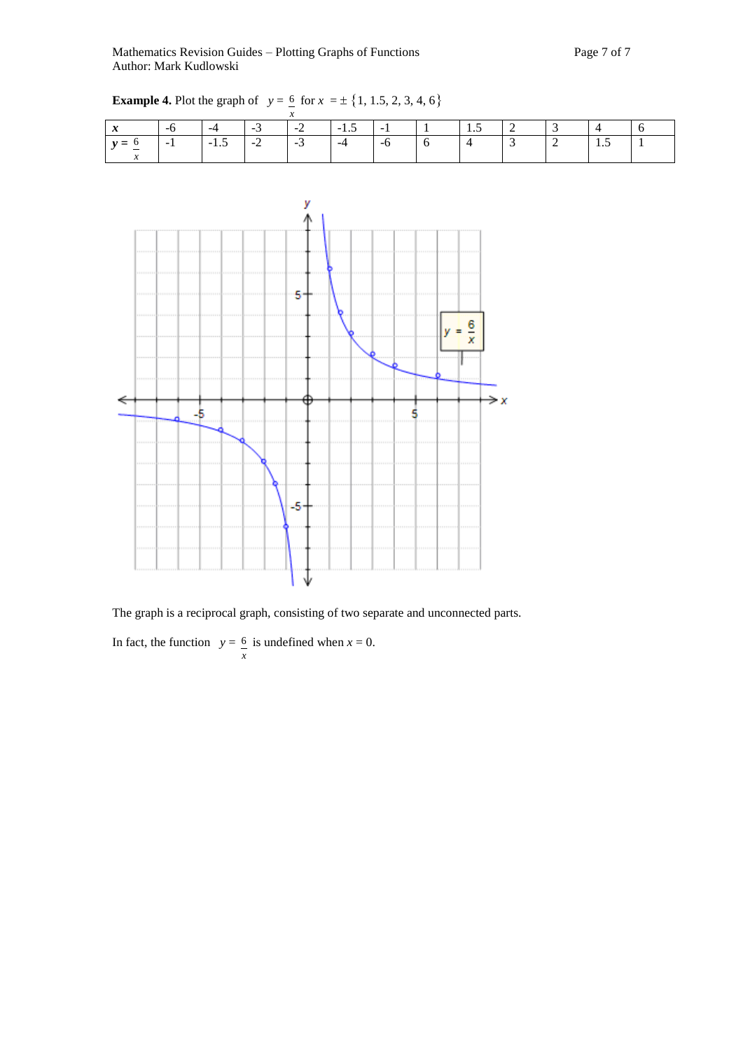**Example 4.** Plot the graph of $y = \frac{6}{x}$ for $x = \pm\{1, 1.5, 2, 3, 4, 6\}$

| $x$ | -6 | -4 | -3 | -2 | -1.5 | -1 | 1 | 1.5 | 2 | 3 | 4 | 6 |
|---|---|---|---|---|---|---|---|---|---|---|---|---|
| $y = \frac{6}{x}$ | -1 | -1.5 | -2 | -3 | -4 | -6 | 6 | 4 | 3 | 2 | 1.5 | 1 |

y

5

-5

5

-5

x

$y = \frac{6}{x}$

The graph is a reciprocal graph, consisting of two separate and unconnected parts.

In fact, the function $y = \frac{6}{x}$ is undefined when $x = 0$.